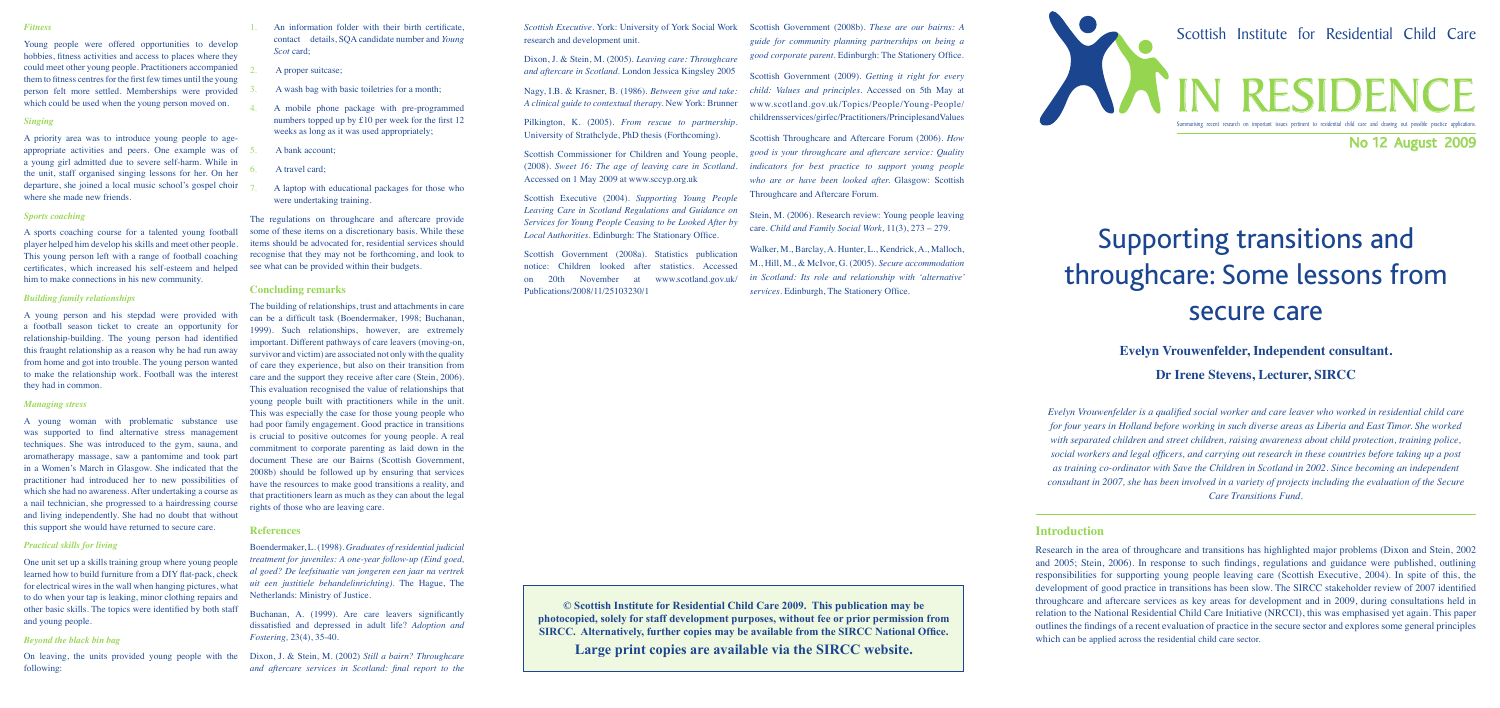### *Fitness*

Young people were offered opportunities to develop hobbies, fitness activities and access to places where they could meet other young people. Practitioners accompanied them to fitness centres for the first few times until the young person felt more settled. Memberships were provided which could be used when the young person moved on.

### *Singing*

A priority area was to introduce young people to age-appropriate activities and peers. One example was of a young girl admitted due to severe self-harm. While in the unit, staff organised singing lessons for her. On her departure, she joined a local music school's gospel choir where she made new friends.

### *Sports coaching*

A sports coaching course for a talented young football player helped him develop his skills and meet other people. This young person left with a range of football coaching certificates, which increased his self-esteem and helped him to make connections in his new community.

### *Building family relationships*

A young person and his stepdad were provided with a football season ticket to create an opportunity for relationship-building. The young person had identified this fraught relationship as a reason why he had run away from home and got into trouble. The young person wanted to make the relationship work. Football was the interest they had in common.

### *Managing stress*

A young woman with problematic substance use was supported to find alternative stress management techniques. She was introduced to the gym, sauna, and aromatherapy massage, saw a pantomime and took part in a Women's March in Glasgow. She indicated that the practitioner had introduced her to new possibilities of which she had no awareness. After undertaking a course as a nail technician, she progressed to a hairdressing course and living independently. She had no doubt that without this support she would have returned to secure care.

### *Practical skills for living*

One unit set up a skills training group where young people learned how to build furniture from a DIY flat-pack, check for electrical wires in the wall when hanging pictures, what to do when your tap is leaking, minor clothing repairs and other basic skills. The topics were identified by both staff and young people.

### *Beyond the black bin bag*

On leaving, the units provided young people with the following:

1. An information folder with their birth certificate, contact details, SQA candidate number and *Young Scot* card;
2. A proper suitcase;
3. A wash bag with basic toiletries for a month;
4. A mobile phone package with pre-programmed numbers topped up by £10 per week for the first 12 weeks as long as it was used appropriately;
5. A bank account;
6. A travel card;
7. A laptop with educational packages for those who were undertaking training.

The regulations on throughcare and aftercare provide some of these items on a discretionary basis. While these items should be advocated for, residential services should recognise that they may not be forthcoming, and look to see what can be provided within their budgets.

## Concluding remarks

The building of relationships, trust and attachments in care can be a difficult task (Boendermaker, 1998; Buchanan, 1999). Such relationships, however, are extremely important. Different pathways of care leavers (moving-on, survivor and victim) are associated not only with the quality of care they experience, but also on their transition from care and the support they receive after care (Stein, 2006). This evaluation recognised the value of relationships that young people built with practitioners while in the unit. This was especially the case for those young people who had poor family engagement. Good practice in transitions is crucial to positive outcomes for young people. A real commitment to corporate parenting as laid down in the document These are our Bairns (Scottish Government, 2008b) should be followed up by ensuring that services have the resources to make good transitions a reality, and that practitioners learn as much as they can about the legal rights of those who are leaving care.

## References

Boendermaker, L. (1998). *Graduates of residential judicial treatment for juveniles: A one-year follow-up (Eind goed, al goed? De leefsituatie van jongeren een jaar na vertrek uit een justitiele behandelinrichting)*. The Hague, The Netherlands: Ministry of Justice.

Buchanan, A. (1999). Are care leavers significantly dissatisfied and depressed in adult life? *Adoption and Fostering*, 23(4), 35-40.

Dixon, J. & Stein, M. (2002) *Still a bairn? Throughcare and aftercare services in Scotland: final report to the Scottish Executive*. York: University of York Social Work research and development unit.

Dixon, J. & Stein, M. (2005). *Leaving care: Throughcare and aftercare in Scotland*. London Jessica Kingsley 2005

Nagy, I.B. & Krasner, B. (1986). *Between give and take: A clinical guide to contextual therapy*. New York: Brunner

Pilkington, K. (2005). *From rescue to partnership*. University of Strathclyde, PhD thesis (Forthcoming).

Scottish Commissioner for Children and Young people, (2008). *Sweet 16: The age of leaving care in Scotland*. Accessed on 1 May 2009 at www.sccyp.org.uk

Scottish Executive (2004). *Supporting Young People Leaving Care in Scotland Regulations and Guidance on Services for Young People Ceasing to be Looked After by Local Authorities*. Edinburgh: The Stationary Office.

Scottish Government (2008a). Statistics publication notice: Children looked after statistics. Accessed on 20th November at www.scotland.gov.uk/Publications/2008/11/25103230/1

Scottish Government (2008b). *These are our bairns: A guide for community planning partnerships on being a good corporate parent*. Edinburgh: The Stationery Office.

Scottish Government (2009). *Getting it right for every child: Values and principles*. Accessed on 5th May at www.scotland.gov.uk/Topics/People/Young-People/childrensservices/girfec/Practitioners/PrinciplesandValues

Scottish Throughcare and Aftercare Forum (2006). *How good is your throughcare and aftercare service: Quality indicators for best practice to support young people who are or have been looked after*. Glasgow: Scottish Throughcare and Aftercare Forum.

Stein, M. (2006). Research review: Young people leaving care. *Child and Family Social Work*, 11(3), 273 – 279.

Walker, M., Barclay, A. Hunter, L., Kendrick, A., Malloch, M., Hill, M., & McIvor, G. (2005). *Secure accommodation in Scotland: Its role and relationship with 'alternative' services*. Edinburgh, The Stationery Office.

**© Scottish Institute for Residential Child Care 2009. This publication may be photocopied, solely for staff development purposes, without fee or prior permission from SIRCC. Alternatively, further copies may be available from the SIRCC National Office.**

**Large print copies are available via the SIRCC website.**

Scottish Institute for Residential Child Care

IN RESIDENCE

Summarising recent research on important issues pertinent to residential child care and drawing out possible practice applications.

**No 12 August 2009**

# Supporting transitions and throughcare: Some lessons from secure care

**Evelyn Vrouwenfelder, Independent consultant.**

**Dr Irene Stevens, Lecturer, SIRCC**

*Evelyn Vrouwenfelder is a qualified social worker and care leaver who worked in residential child care for four years in Holland before working in such diverse areas as Liberia and East Timor. She worked with separated children and street children, raising awareness about child protection, training police, social workers and legal officers, and carrying out research in these countries before taking up a post as training co-ordinator with Save the Children in Scotland in 2002. Since becoming an independent consultant in 2007, she has been involved in a variety of projects including the evaluation of the Secure Care Transitions Fund.*

## Introduction

Research in the area of throughcare and transitions has highlighted major problems (Dixon and Stein, 2002 and 2005; Stein, 2006). In response to such findings, regulations and guidance were published, outlining responsibilities for supporting young people leaving care (Scottish Executive, 2004). In spite of this, the development of good practice in transitions has been slow. The SIRCC stakeholder review of 2007 identified throughcare and aftercare services as key areas for development and in 2009, during consultations held in relation to the National Residential Child Care Initiative (NRCCI), this was emphasised yet again. This paper outlines the findings of a recent evaluation of practice in the secure sector and explores some general principles which can be applied across the residential child care sector.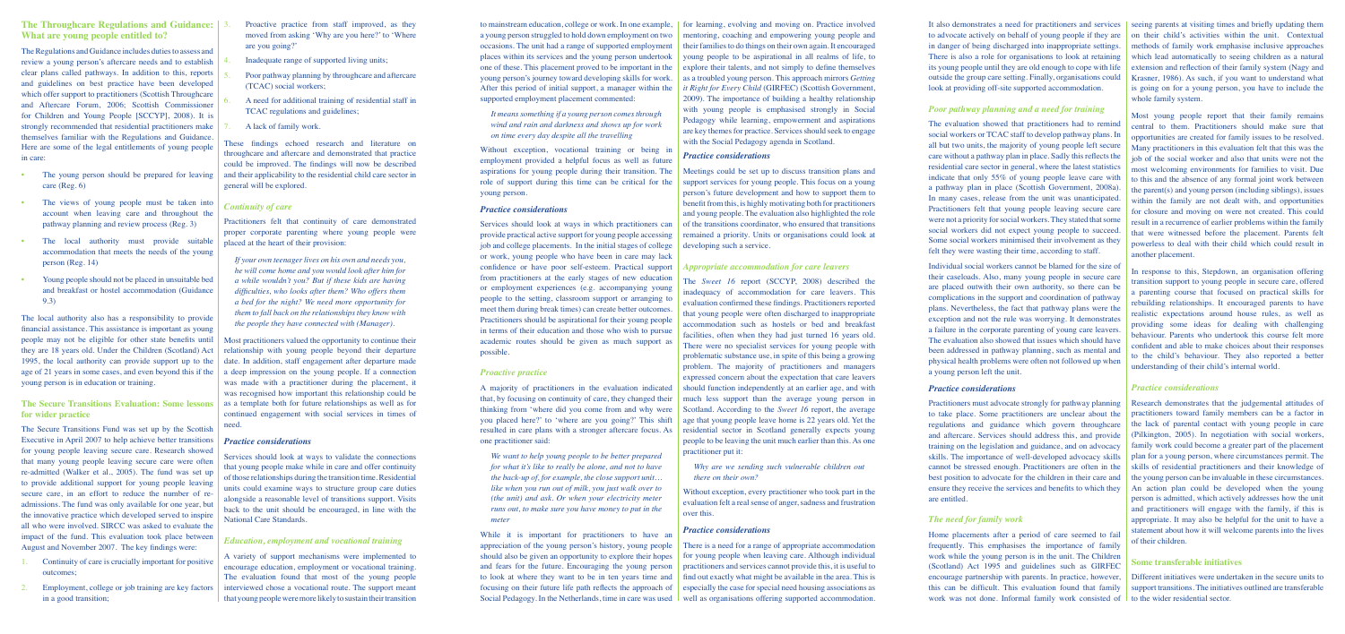## The Throughcare Regulations and Guidance: What are young people entitled to?

The Regulations and Guidance includes duties to assess and review a young person's aftercare needs and to establish clear plans called pathways. In addition to this, reports and guidelines on best practice have been developed which offer support to practitioners (Scottish Throughcare and Aftercare Forum, 2006; Scottish Commissioner for Children and Young People [SCCYP], 2008). It is strongly recommended that residential practitioners make themselves familiar with the Regulations and Guidance. Here are some of the legal entitlements of young people in care:

- The young person should be prepared for leaving care (Reg. 6)
- The views of young people must be taken into account when leaving care and throughout the pathway planning and review process (Reg. 3)
- The local authority must provide suitable accommodation that meets the needs of the young person (Reg. 14)
- Young people should not be placed in unsuitable bed and breakfast or hostel accommodation (Guidance 9.3)

The local authority also has a responsibility to provide financial assistance. This assistance is important as young people may not be eligible for other state benefits until they are 18 years old. Under the Children (Scotland) Act 1995, the local authority can provide support up to the age of 21 years in some cases, and even beyond this if the young person is in education or training.

## The Secure Transitions Evaluation: Some lessons for wider practice

The Secure Transitions Fund was set up by the Scottish Executive in April 2007 to help achieve better transitions for young people leaving secure care. Research showed that many young people leaving secure care were often re-admitted (Walker et al., 2005). The fund was set up to provide additional support for young people leaving secure care, in an effort to reduce the number of re-admissions. The fund was only available for one year, but the innovative practice which developed served to inspire all who were involved. SIRCC was asked to evaluate the impact of the fund. This evaluation took place between August and November 2007. The key findings were:

1. Continuity of care is crucially important for positive outcomes;
2. Employment, college or job training are key factors in a good transition;
3. Proactive practice from staff improved, as they moved from asking 'Why are you here?' to 'Where are you going?'
4. Inadequate range of supported living units;
5. Poor pathway planning by throughcare and aftercare (TCAC) social workers;
6. A need for additional training of residential staff in TCAC regulations and guidelines;
7. A lack of family work.

These findings echoed research and literature on throughcare and aftercare and demonstrated that practice could be improved. The findings will now be described and their applicability to the residential child care sector in general will be explored.

### Continuity of care

Practitioners felt that continuity of care demonstrated proper corporate parenting where young people were placed at the heart of their provision:

> *If your own teenager lives on his own and needs you, he will come home and you would look after him for a while wouldn't you? But if these kids are having difficulties, who looks after them? Who offers them a bed for the night? We need more opportunity for them to fall back on the relationships they know with the people they have connected with (Manager).*

Most practitioners valued the opportunity to continue their relationship with young people beyond their departure date. In addition, staff engagement after departure made a deep impression on the young people. If a connection was made with a practitioner during the placement, it was recognised how important this relationship could be as a template both for future relationships as well as for continued engagement with social services in times of need.

### Practice considerations

Services should look at ways to validate the connections that young people make while in care and offer continuity of those relationships during the transition time. Residential units could examine ways to structure group care duties alongside a reasonable level of transitions support. Visits back to the unit should be encouraged, in line with the National Care Standards.

### Education, employment and vocational training

A variety of support mechanisms were implemented to encourage education, employment or vocational training. The evaluation found that most of the young people interviewed chose a vocational route. The support meant that young people were more likely to sustain their transition to mainstream education, college or work. In one example, a young person struggled to hold down employment on two occasions. The unit had a range of supported employment places within its services and the young person undertook one of these. This placement proved to be important in the young person's journey toward developing skills for work. After this period of initial support, a manager within the supported employment placement commented:

> *It means something if a young person comes through wind and rain and darkness and shows up for work on time every day despite all the travelling*

Without exception, vocational training or being in employment provided a helpful focus as well as future aspirations for young people during their transition. The role of support during this time can be critical for the young person.

### Practice considerations

Services should look at ways in which practitioners can provide practical active support for young people accessing job and college placements. In the initial stages of college or work, young people who have been in care may lack confidence or have poor self-esteem. Practical support from practitioners at the early stages of new education or employment experiences (e.g. accompanying young people to the setting, classroom support or arranging to meet them during break times) can create better outcomes. Practitioners should be aspirational for their young people in terms of their education and those who wish to pursue academic routes should be given as much support as possible.

### Proactive practice

A majority of practitioners in the evaluation indicated that, by focusing on continuity of care, they changed their thinking from 'where did you come from and why were you placed here?' to 'where are you going?' This shift resulted in care plans with a stronger aftercare focus. As one practitioner said:

> *We want to help young people to be better prepared for what it's like to really be alone, and not to have the back-up of, for example, the close support unit… like when you run out of milk, you just walk over to (the unit) and ask. Or when your electricity meter runs out, to make sure you have money to put in the meter*

While it is important for practitioners to have an appreciation of the young person's history, young people should also be given an opportunity to explore their hopes and fears for the future. Encouraging the young person to look at where they want to be in ten years time and focusing on their future life path reflects the approach of Social Pedagogy. In the Netherlands, time in care was used for learning, evolving and moving on. Practice involved mentoring, coaching and empowering young people and their families to do things on their own again. It encouraged young people to be aspirational in all realms of life, to explore their talents, and not simply to define themselves as a troubled young person. This approach mirrors *Getting it Right for Every Child* (GIRFEC) (Scottish Government, 2009). The importance of building a healthy relationship with young people is emphasised strongly in Social Pedagogy while learning, empowerment and aspirations are key themes for practice. Services should seek to engage with the Social Pedagogy agenda in Scotland.

### Practice considerations

Meetings could be set up to discuss transition plans and support services for young people. This focus on a young person's future development and how to support them to benefit from this, is highly motivating both for practitioners and young people. The evaluation also highlighted the role of the transitions coordinator, who ensured that transitions remained a priority. Units or organisations could look at developing such a service.

### Appropriate accommodation for care leavers

The *Sweet 16* report (SCCYP, 2008) described the inadequacy of accommodation for care leavers. This evaluation confirmed these findings. Practitioners reported that young people were often discharged to inappropriate accommodation such as hostels or bed and breakfast facilities, often when they had just turned 16 years old. There were no specialist services for young people with problematic substance use, in spite of this being a growing problem. The majority of practitioners and managers expressed concern about the expectation that care leavers should function independently at an earlier age, and with much less support than the average young person in Scotland. According to the *Sweet 16* report, the average age that young people leave home is 22 years old. Yet the residential sector in Scotland generally expects young people to be leaving the unit much earlier than this. As one practitioner put it:

> *Why are we sending such vulnerable children out there on their own?*

Without exception, every practitioner who took part in the evaluation felt a real sense of anger, sadness and frustration over this.

### Practice considerations

There is a need for a range of appropriate accommodation for young people when leaving care. Although individual practitioners and services cannot provide this, it is useful to find out exactly what might be available in the area. This is especially the case for special need housing associations as well as organisations offering supported accommodation. It also demonstrates a need for practitioners and services to advocate actively on behalf of young people if they are in danger of being discharged into inappropriate settings. There is also a role for organisations to look at retaining its young people until they are old enough to cope with life outside the group care setting. Finally, organisations could look at providing off-site supported accommodation.

### Poor pathway planning and a need for training

The evaluation showed that practitioners had to remind social workers or TCAC staff to develop pathway plans. In all but two units, the majority of young people left secure care without a pathway plan in place. Sadly this reflects the residential care sector in general, where the latest statistics indicate that only 55% of young people leave care with a pathway plan in place (Scottish Government, 2008a). In many cases, release from the unit was unanticipated. Practitioners felt that young people leaving secure care were not a priority for social workers. They stated that some social workers did not expect young people to succeed. Some social workers minimised their involvement as they felt they were wasting their time, according to staff.

Individual social workers cannot be blamed for the size of their caseloads. Also, many young people in secure care are placed outwith their own authority, so there can be complications in the support and coordination of pathway plans. Nevertheless, the fact that pathway plans were the exception and not the rule was worrying. It demonstrates a failure in the corporate parenting of young care leavers. The evaluation also showed that issues which should have been addressed in pathway planning, such as mental and physical health problems were often not followed up when a young person left the unit.

### Practice considerations

Practitioners must advocate strongly for pathway planning to take place. Some practitioners are unclear about the regulations and guidance which govern throughcare and aftercare. Services should address this, and provide training on the legislation and guidance, and on advocacy skills. The importance of well-developed advocacy skills cannot be stressed enough. Practitioners are often in the best position to advocate for the children in their care and ensure they receive the services and benefits to which they are entitled.

### The need for family work

Home placements after a period of care seemed to fail frequently. This emphasises the importance of family work while the young person is in the unit. The Children (Scotland) Act 1995 and guidelines such as GIRFEC encourage partnership with parents. In practice, however, this can be difficult. This evaluation found that family work was not done. Informal family work consisted of seeing parents at visiting times and briefly updating them on their child's activities within the unit. Contextual methods of family work emphasise inclusive approaches which lead automatically to seeing children as a natural extension and reflection of their family system (Nagy and Krasner, 1986). As such, if you want to understand what is going on for a young person, you have to include the whole family system.

Most young people report that their family remains central to them. Practitioners should make sure that opportunities are created for family issues to be resolved. Many practitioners in this evaluation felt that this was the job of the social worker and also that units were not the most welcoming environments for families to visit. Due to this and the absence of any formal joint work between the parent(s) and young person (including siblings), issues within the family are not dealt with, and opportunities for closure and moving on were not created. This could result in a recurrence of earlier problems within the family that were witnessed before the placement. Parents felt powerless to deal with their child which could result in another placement.

In response to this, Stepdown, an organisation offering transition support to young people in secure care, offered a parenting course that focused on practical skills for rebuilding relationships. It encouraged parents to have realistic expectations around house rules, as well as providing some ideas for dealing with challenging behaviour. Parents who undertook this course felt more confident and able to make choices about their responses to the child's behaviour. They also reported a better understanding of their child's internal world.

### Practice considerations

Research demonstrates that the judgemental attitudes of practitioners toward family members can be a factor in the lack of parental contact with young people in care (Pilkington, 2005). In negotiation with social workers, family work could become a greater part of the placement plan for a young person, where circumstances permit. The skills of residential practitioners and their knowledge of the young person can be invaluable in these circumstances. An action plan could be developed when the young person is admitted, which actively addresses how the unit and practitioners will engage with the family, if this is appropriate. It may also be helpful for the unit to have a statement about how it will welcome parents into the lives of their children.

## Some transferable initiatives

Different initiatives were undertaken in the secure units to support transitions. The initiatives outlined are transferable to the wider residential sector.